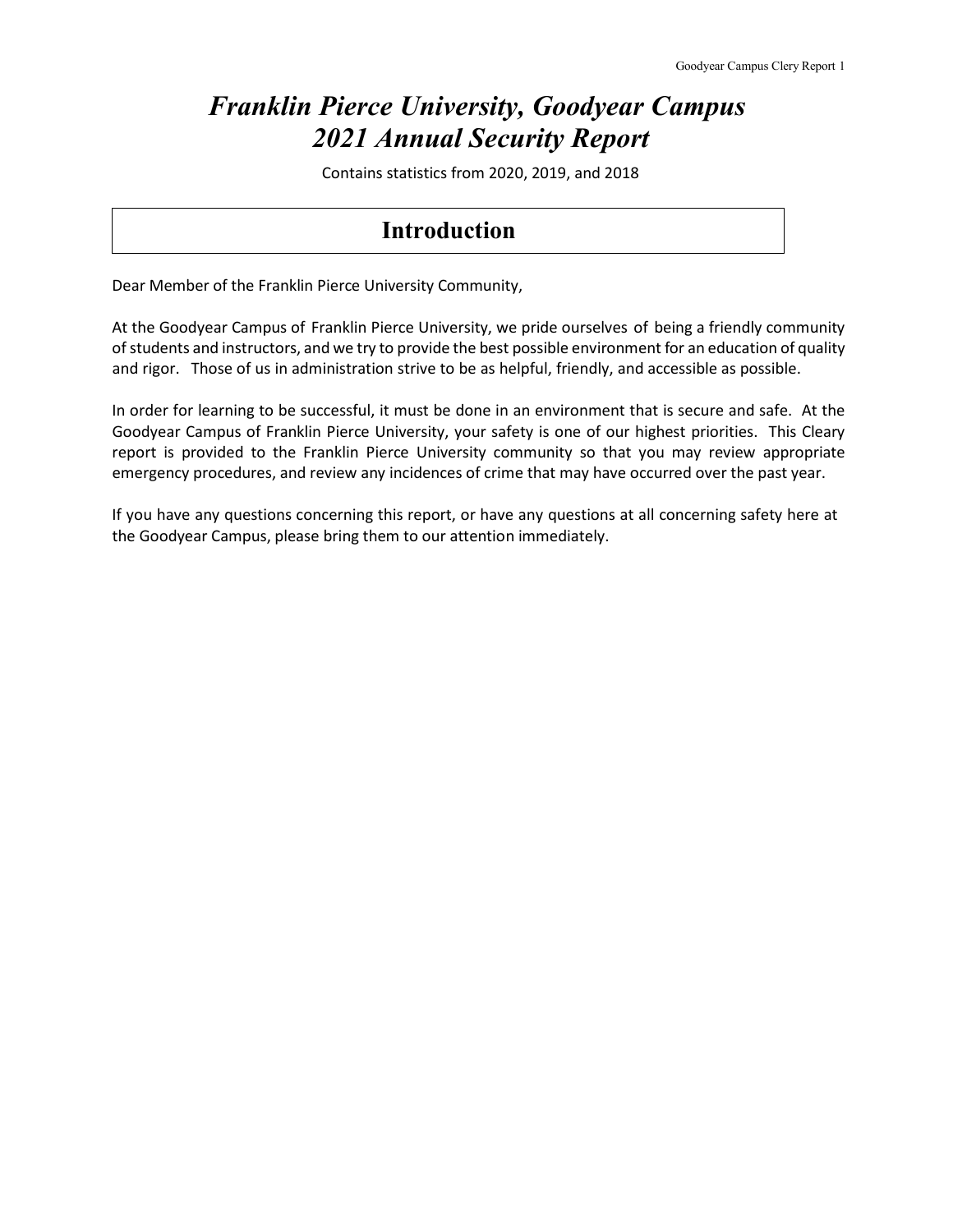# *Franklin Pierce University, Goodyear Campus 2021 Annual Security Report*

Contains statistics from 2020, 2019, and 2018

## Introduction

Dear Member of the Franklin Pierce University Community,

At the Goodyear Campus of Franklin Pierce University, we pride ourselves of being a friendly community of students and instructors, and we try to provide the best possible environment for an education of quality and rigor. Those of us in administration strive to be as helpful, friendly, and accessible as possible.

In order for learning to be successful, it must be done in an environment that is secure and safe. At the Goodyear Campus of Franklin Pierce University, your safety is one of our highest priorities. This Cleary report is provided to the Franklin Pierce University community so that you may review appropriate emergency procedures, and review any incidences of crime that may have occurred over the past year.

If you have any questions concerning this report, or have any questions at all concerning safety here at the Goodyear Campus, please bring them to our attention immediately.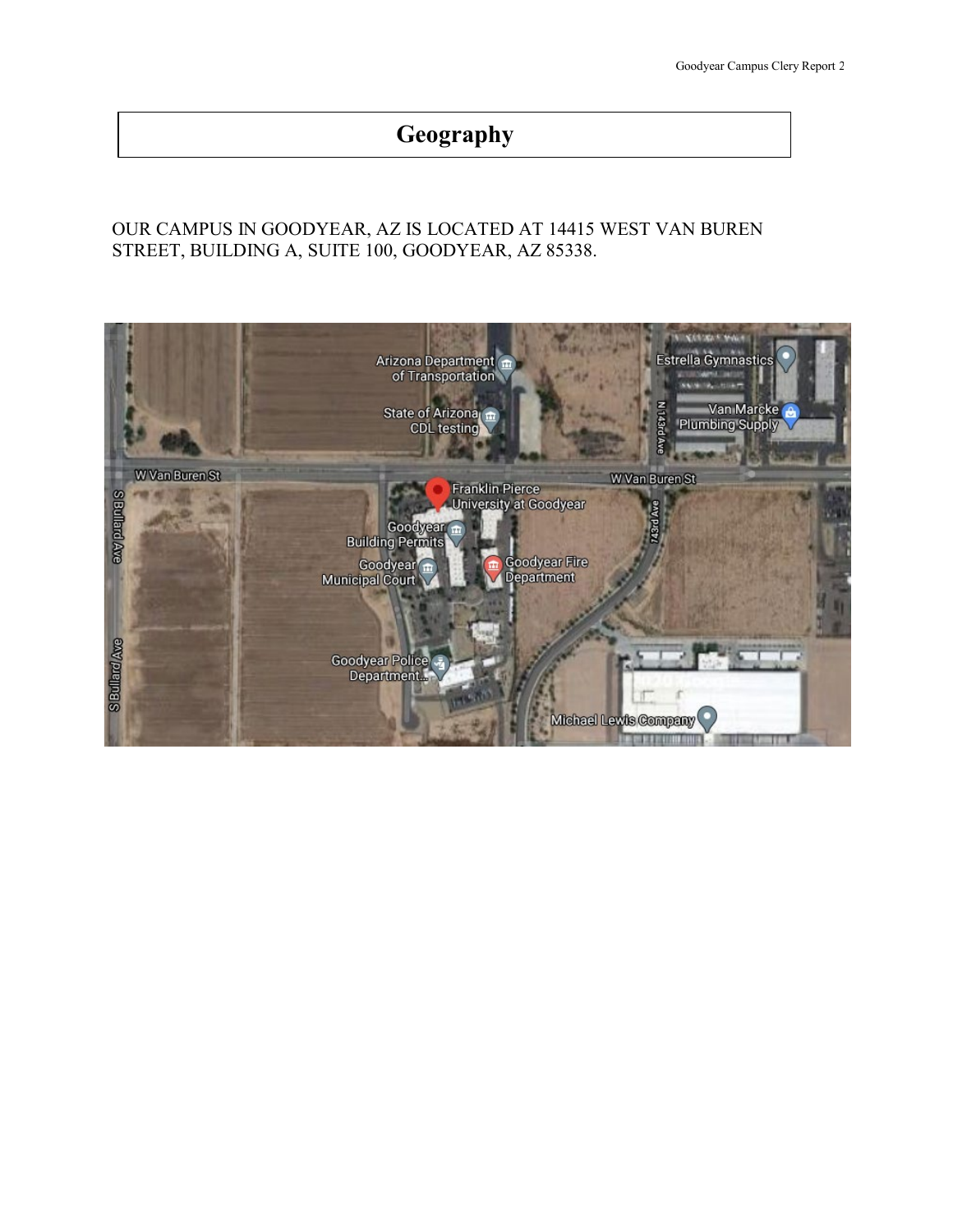# Geography

OUR CAMPUS IN GOODYEAR, AZ IS LOCATED AT 14415 WEST VAN BUREN STREET, BUILDING A, SUITE 100, GOODYEAR, AZ 85338.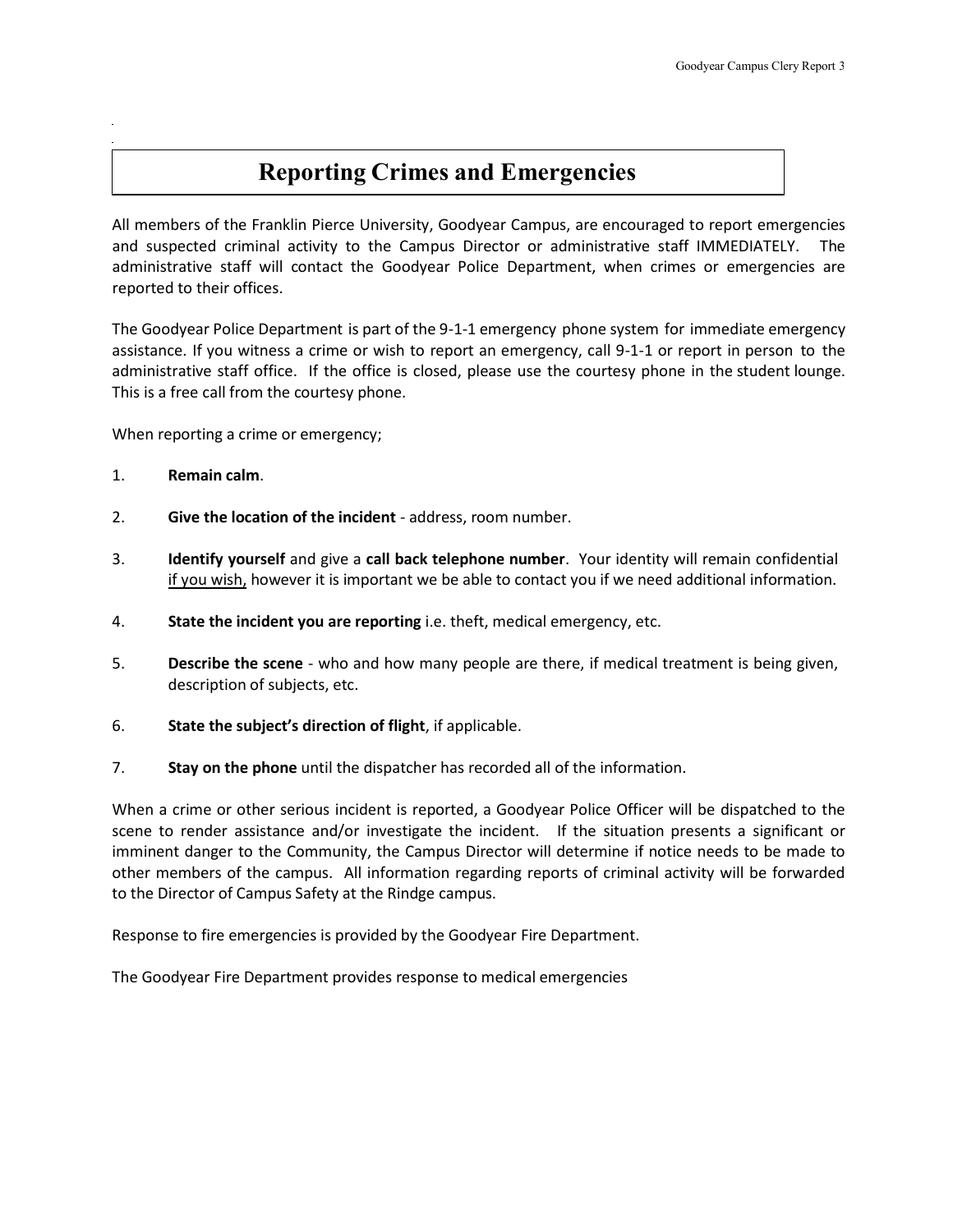# Reporting Crimes and Emergencies

All members of the Franklin Pierce University, Goodyear Campus, are encouraged to report emergencies and suspected criminal activity to the Campus Director or administrative staff IMMEDIATELY. The administrative staff will contact the Goodyear Police Department, when crimes or emergencies are reported to their offices.

The Goodyear Police Department is part of the 9-1-1 emergency phone system for immediate emergency assistance. If you witness a crime or wish to report an emergency, call 9-1-1 or report in person to the administrative staff office. If the office is closed, please use the courtesy phone in the student lounge. This is a free call from the courtesy phone.

When reporting a crime or emergency;

1. **Remain calm**.
2. **Give the location of the incident** - address, room number.
3. **Identify yourself** and give a **call back telephone number**. Your identity will remain confidential if you wish, however it is important we be able to contact you if we need additional information.
4. **State the incident you are reporting** i.e. theft, medical emergency, etc.
5. **Describe the scene** - who and how many people are there, if medical treatment is being given, description of subjects, etc.
6. **State the subject's direction of flight**, if applicable.
7. **Stay on the phone** until the dispatcher has recorded all of the information.

When a crime or other serious incident is reported, a Goodyear Police Officer will be dispatched to the scene to render assistance and/or investigate the incident. If the situation presents a significant or imminent danger to the Community, the Campus Director will determine if notice needs to be made to other members of the campus. All information regarding reports of criminal activity will be forwarded to the Director of Campus Safety at the Rindge campus.

Response to fire emergencies is provided by the Goodyear Fire Department.

The Goodyear Fire Department provides response to medical emergencies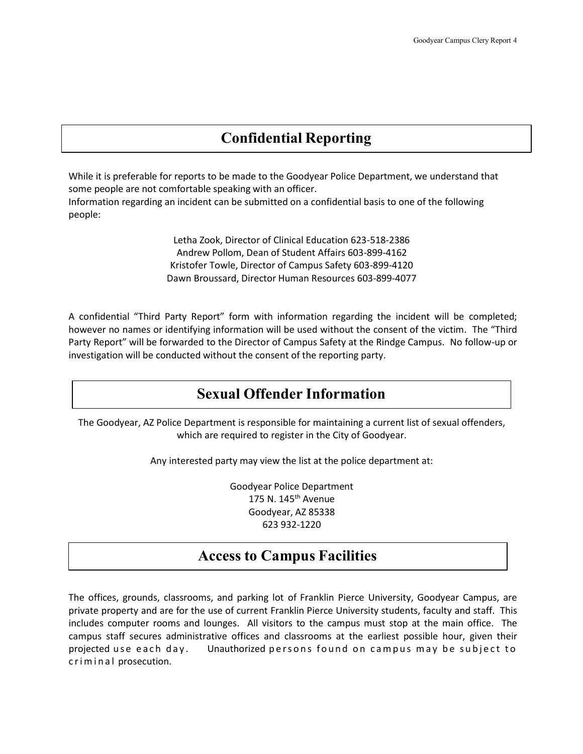## Confidential Reporting

While it is preferable for reports to be made to the Goodyear Police Department, we understand that some people are not comfortable speaking with an officer.
Information regarding an incident can be submitted on a confidential basis to one of the following people:

Letha Zook, Director of Clinical Education 623-518-2386
Andrew Pollom, Dean of Student Affairs 603-899-4162
Kristofer Towle, Director of Campus Safety 603-899-4120
Dawn Broussard, Director Human Resources 603-899-4077

A confidential "Third Party Report" form with information regarding the incident will be completed; however no names or identifying information will be used without the consent of the victim. The "Third Party Report" will be forwarded to the Director of Campus Safety at the Rindge Campus. No follow-up or investigation will be conducted without the consent of the reporting party.

## Sexual Offender Information

The Goodyear, AZ Police Department is responsible for maintaining a current list of sexual offenders, which are required to register in the City of Goodyear.

Any interested party may view the list at the police department at:

Goodyear Police Department
175 N. 145th Avenue
Goodyear, AZ 85338
623 932-1220

## Access to Campus Facilities

The offices, grounds, classrooms, and parking lot of Franklin Pierce University, Goodyear Campus, are private property and are for the use of current Franklin Pierce University students, faculty and staff. This includes computer rooms and lounges. All visitors to the campus must stop at the main office. The campus staff secures administrative offices and classrooms at the earliest possible hour, given their projected use each day. Unauthorized persons found on campus may be subject to criminal prosecution.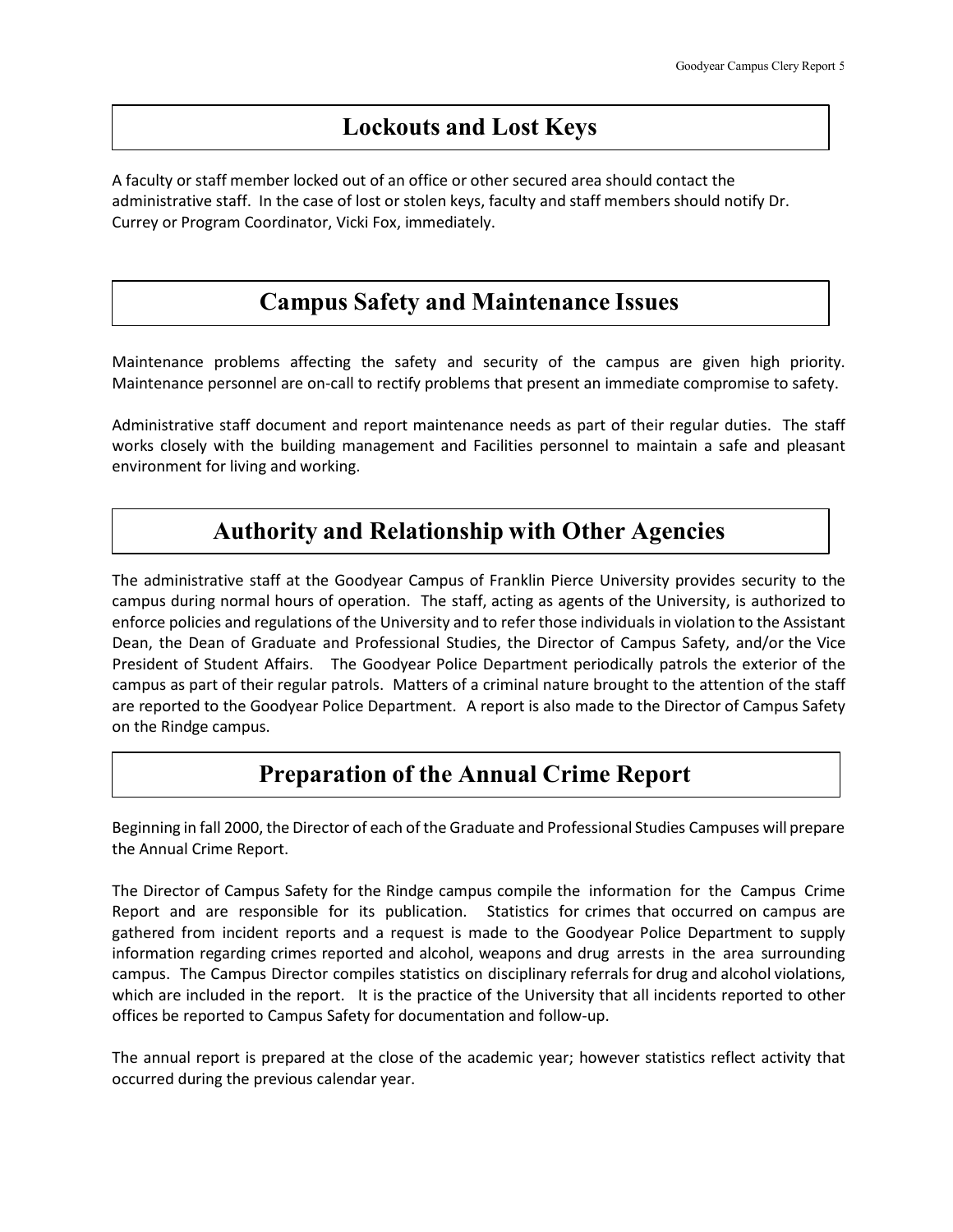## Lockouts and Lost Keys

A faculty or staff member locked out of an office or other secured area should contact the administrative staff. In the case of lost or stolen keys, faculty and staff members should notify Dr. Currey or Program Coordinator, Vicki Fox, immediately.

## Campus Safety and Maintenance Issues

Maintenance problems affecting the safety and security of the campus are given high priority. Maintenance personnel are on-call to rectify problems that present an immediate compromise to safety.

Administrative staff document and report maintenance needs as part of their regular duties. The staff works closely with the building management and Facilities personnel to maintain a safe and pleasant environment for living and working.

## Authority and Relationship with Other Agencies

The administrative staff at the Goodyear Campus of Franklin Pierce University provides security to the campus during normal hours of operation. The staff, acting as agents of the University, is authorized to enforce policies and regulations of the University and to refer those individuals in violation to the Assistant Dean, the Dean of Graduate and Professional Studies, the Director of Campus Safety, and/or the Vice President of Student Affairs. The Goodyear Police Department periodically patrols the exterior of the campus as part of their regular patrols. Matters of a criminal nature brought to the attention of the staff are reported to the Goodyear Police Department. A report is also made to the Director of Campus Safety on the Rindge campus.

## Preparation of the Annual Crime Report

Beginning in fall 2000, the Director of each of the Graduate and Professional Studies Campuses will prepare the Annual Crime Report.

The Director of Campus Safety for the Rindge campus compile the information for the Campus Crime Report and are responsible for its publication. Statistics for crimes that occurred on campus are gathered from incident reports and a request is made to the Goodyear Police Department to supply information regarding crimes reported and alcohol, weapons and drug arrests in the area surrounding campus. The Campus Director compiles statistics on disciplinary referrals for drug and alcohol violations, which are included in the report. It is the practice of the University that all incidents reported to other offices be reported to Campus Safety for documentation and follow-up.

The annual report is prepared at the close of the academic year; however statistics reflect activity that occurred during the previous calendar year.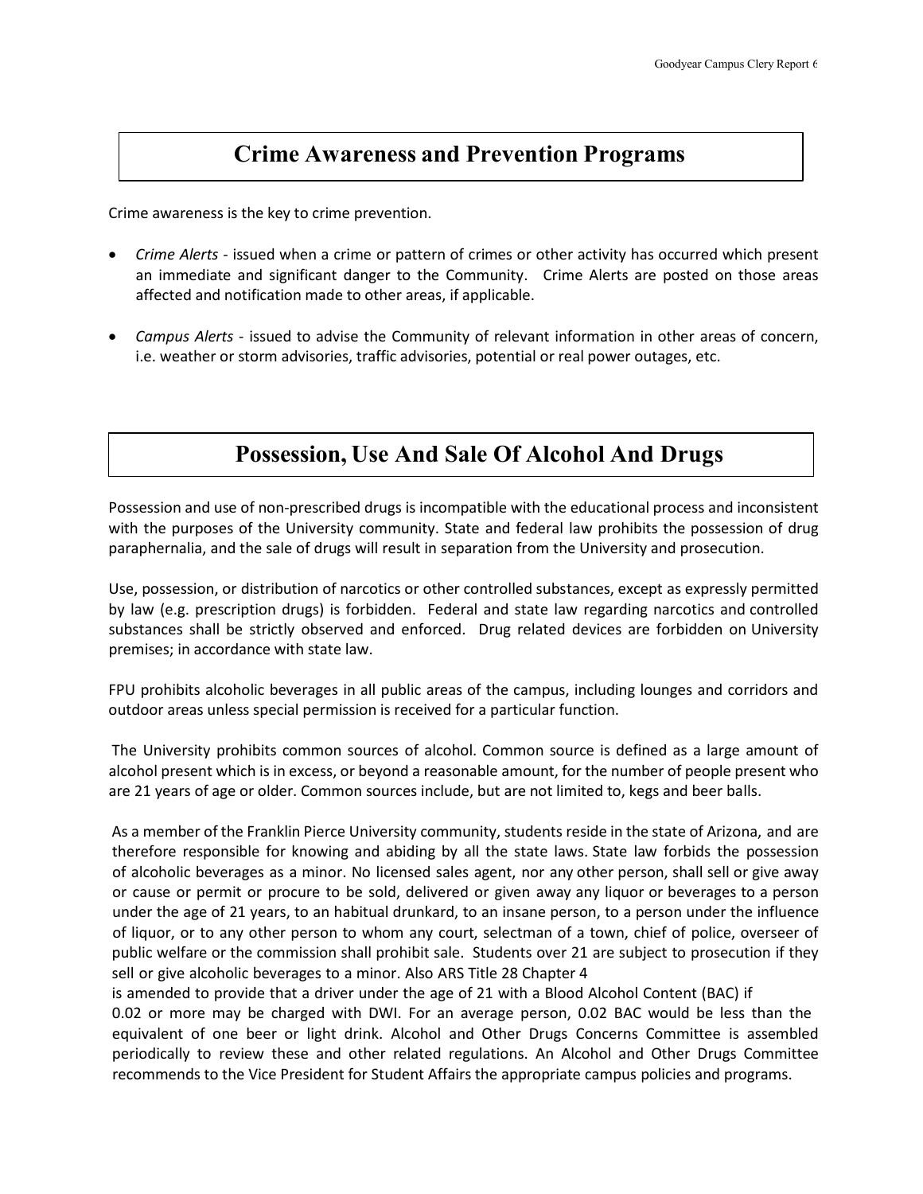## Crime Awareness and Prevention Programs

Crime awareness is the key to crime prevention.

- *Crime Alerts* - issued when a crime or pattern of crimes or other activity has occurred which present an immediate and significant danger to the Community. Crime Alerts are posted on those areas affected and notification made to other areas, if applicable.
- *Campus Alerts* - issued to advise the Community of relevant information in other areas of concern, i.e. weather or storm advisories, traffic advisories, potential or real power outages, etc.

## Possession, Use And Sale Of Alcohol And Drugs

Possession and use of non-prescribed drugs is incompatible with the educational process and inconsistent with the purposes of the University community. State and federal law prohibits the possession of drug paraphernalia, and the sale of drugs will result in separation from the University and prosecution.

Use, possession, or distribution of narcotics or other controlled substances, except as expressly permitted by law (e.g. prescription drugs) is forbidden. Federal and state law regarding narcotics and controlled substances shall be strictly observed and enforced. Drug related devices are forbidden on University premises; in accordance with state law.

FPU prohibits alcoholic beverages in all public areas of the campus, including lounges and corridors and outdoor areas unless special permission is received for a particular function.

The University prohibits common sources of alcohol. Common source is defined as a large amount of alcohol present which is in excess, or beyond a reasonable amount, for the number of people present who are 21 years of age or older. Common sources include, but are not limited to, kegs and beer balls.

As a member of the Franklin Pierce University community, students reside in the state of Arizona, and are therefore responsible for knowing and abiding by all the state laws. State law forbids the possession of alcoholic beverages as a minor. No licensed sales agent, nor any other person, shall sell or give away or cause or permit or procure to be sold, delivered or given away any liquor or beverages to a person under the age of 21 years, to an habitual drunkard, to an insane person, to a person under the influence of liquor, or to any other person to whom any court, selectman of a town, chief of police, overseer of public welfare or the commission shall prohibit sale. Students over 21 are subject to prosecution if they sell or give alcoholic beverages to a minor. Also ARS Title 28 Chapter 4 is amended to provide that a driver under the age of 21 with a Blood Alcohol Content (BAC) if 0.02 or more may be charged with DWI. For an average person, 0.02 BAC would be less than the equivalent of one beer or light drink. Alcohol and Other Drugs Concerns Committee is assembled periodically to review these and other related regulations. An Alcohol and Other Drugs Committee recommends to the Vice President for Student Affairs the appropriate campus policies and programs.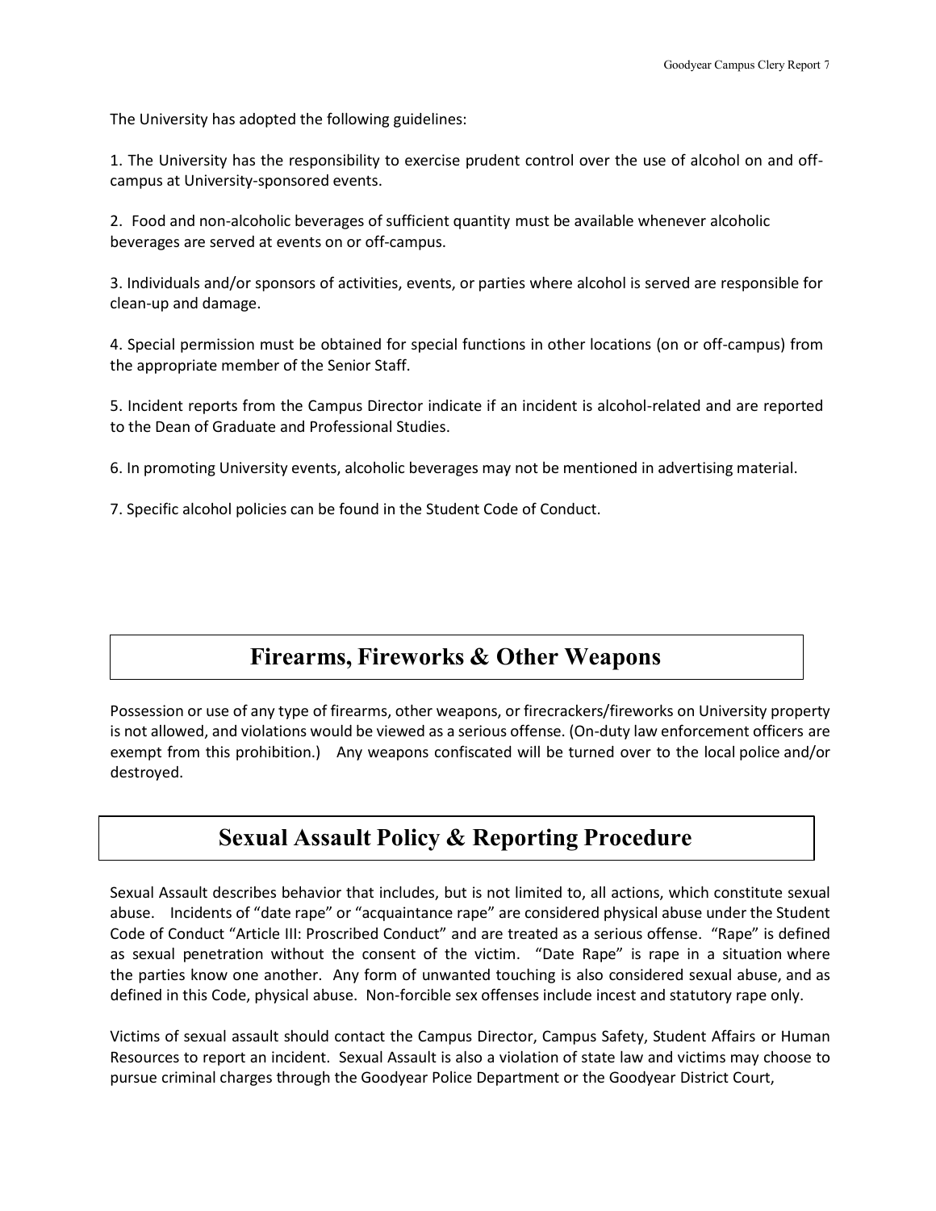The University has adopted the following guidelines:

1. The University has the responsibility to exercise prudent control over the use of alcohol on and off-campus at University-sponsored events.

2. Food and non-alcoholic beverages of sufficient quantity must be available whenever alcoholic beverages are served at events on or off-campus.

3. Individuals and/or sponsors of activities, events, or parties where alcohol is served are responsible for clean-up and damage.

4. Special permission must be obtained for special functions in other locations (on or off-campus) from the appropriate member of the Senior Staff.

5. Incident reports from the Campus Director indicate if an incident is alcohol-related and are reported to the Dean of Graduate and Professional Studies.

6. In promoting University events, alcoholic beverages may not be mentioned in advertising material.

7. Specific alcohol policies can be found in the Student Code of Conduct.

## Firearms, Fireworks & Other Weapons

Possession or use of any type of firearms, other weapons, or firecrackers/fireworks on University property is not allowed, and violations would be viewed as a serious offense. (On-duty law enforcement officers are exempt from this prohibition.) Any weapons confiscated will be turned over to the local police and/or destroyed.

## Sexual Assault Policy & Reporting Procedure

Sexual Assault describes behavior that includes, but is not limited to, all actions, which constitute sexual abuse. Incidents of "date rape" or "acquaintance rape" are considered physical abuse under the Student Code of Conduct "Article III: Proscribed Conduct" and are treated as a serious offense. "Rape" is defined as sexual penetration without the consent of the victim. "Date Rape" is rape in a situation where the parties know one another. Any form of unwanted touching is also considered sexual abuse, and as defined in this Code, physical abuse. Non-forcible sex offenses include incest and statutory rape only.

Victims of sexual assault should contact the Campus Director, Campus Safety, Student Affairs or Human Resources to report an incident. Sexual Assault is also a violation of state law and victims may choose to pursue criminal charges through the Goodyear Police Department or the Goodyear District Court,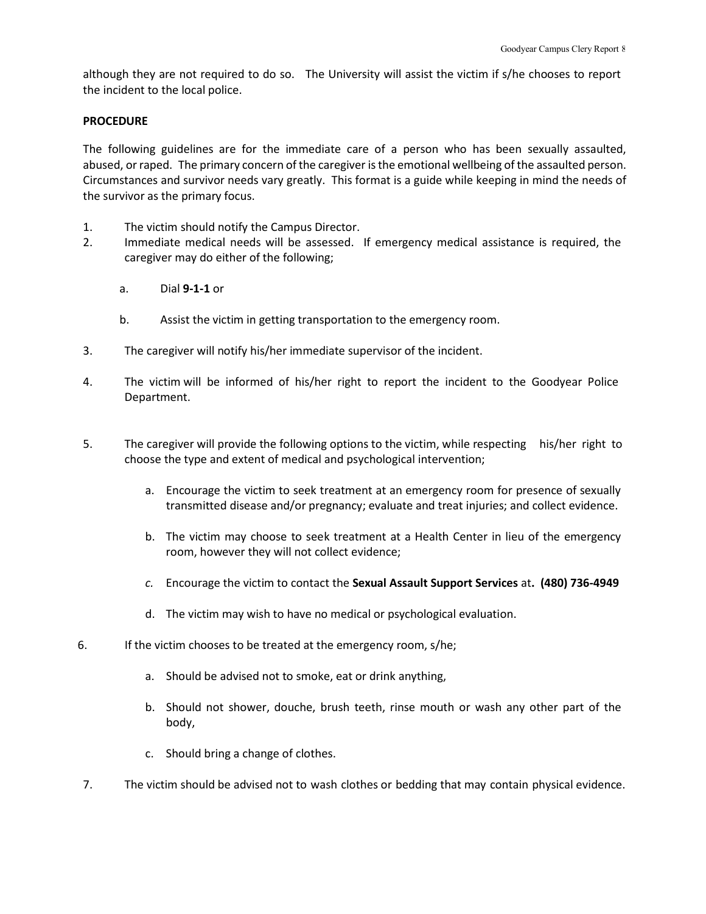although they are not required to do so. The University will assist the victim if s/he chooses to report the incident to the local police.

**PROCEDURE**

The following guidelines are for the immediate care of a person who has been sexually assaulted, abused, or raped. The primary concern of the caregiver is the emotional wellbeing of the assaulted person. Circumstances and survivor needs vary greatly. This format is a guide while keeping in mind the needs of the survivor as the primary focus.

1. The victim should notify the Campus Director.
2. Immediate medical needs will be assessed. If emergency medical assistance is required, the caregiver may do either of the following;
   a. Dial **9-1-1** or
   b. Assist the victim in getting transportation to the emergency room.
3. The caregiver will notify his/her immediate supervisor of the incident.
4. The victim will be informed of his/her right to report the incident to the Goodyear Police Department.
5. The caregiver will provide the following options to the victim, while respecting his/her right to choose the type and extent of medical and psychological intervention;
   a. Encourage the victim to seek treatment at an emergency room for presence of sexually transmitted disease and/or pregnancy; evaluate and treat injuries; and collect evidence.
   b. The victim may choose to seek treatment at a Health Center in lieu of the emergency room, however they will not collect evidence;
   *c.* Encourage the victim to contact the **Sexual Assault Support Services** at**. (480) 736-4949**
   d. The victim may wish to have no medical or psychological evaluation.
6. If the victim chooses to be treated at the emergency room, s/he;
   a. Should be advised not to smoke, eat or drink anything,
   b. Should not shower, douche, brush teeth, rinse mouth or wash any other part of the body,
   c. Should bring a change of clothes.
7. The victim should be advised not to wash clothes or bedding that may contain physical evidence.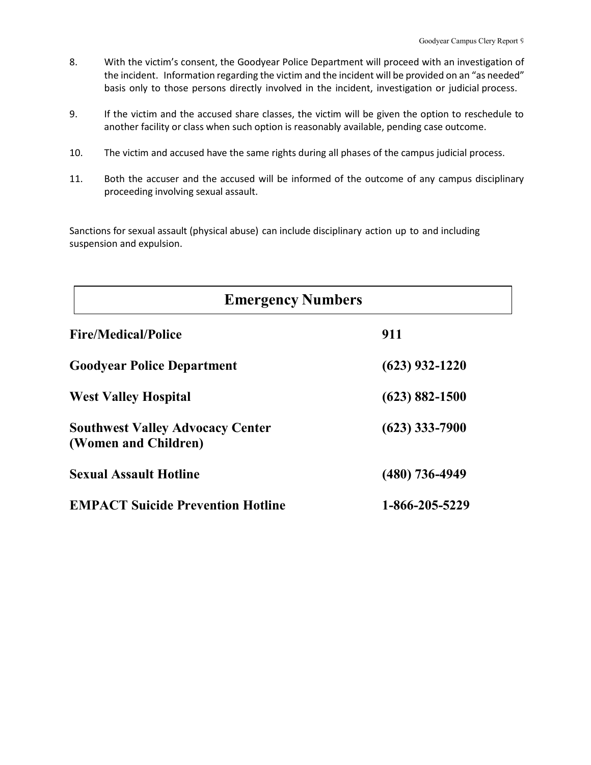8. With the victim's consent, the Goodyear Police Department will proceed with an investigation of the incident. Information regarding the victim and the incident will be provided on an "as needed" basis only to those persons directly involved in the incident, investigation or judicial process.

9. If the victim and the accused share classes, the victim will be given the option to reschedule to another facility or class when such option is reasonably available, pending case outcome.

10. The victim and accused have the same rights during all phases of the campus judicial process.

11. Both the accuser and the accused will be informed of the outcome of any campus disciplinary proceeding involving sexual assault.

Sanctions for sexual assault (physical abuse) can include disciplinary action up to and including suspension and expulsion.

## Emergency Numbers

| | |
|---|---|
| **Fire/Medical/Police** | **911** |
| **Goodyear Police Department** | **(623) 932-1220** |
| **West Valley Hospital** | **(623) 882-1500** |
| **Southwest Valley Advocacy Center (Women and Children)** | **(623) 333-7900** |
| **Sexual Assault Hotline** | **(480) 736-4949** |
| **EMPACT Suicide Prevention Hotline** | **1-866-205-5229** |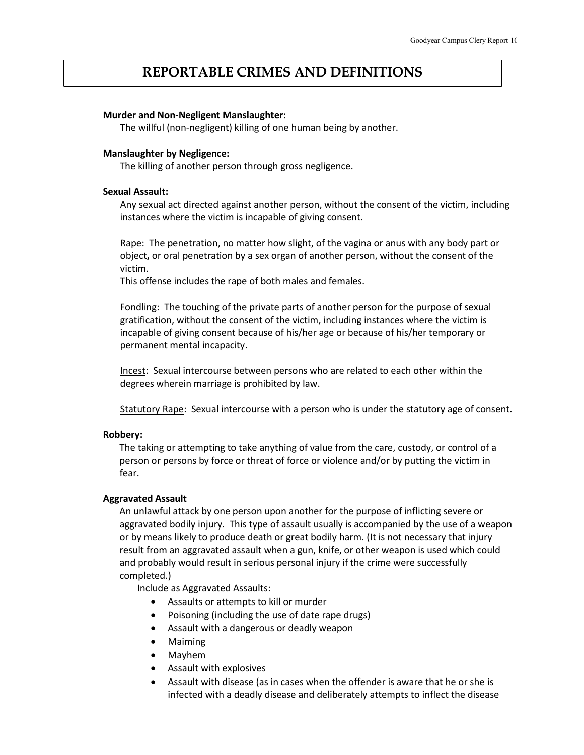# REPORTABLE CRIMES AND DEFINITIONS

**Murder and Non-Negligent Manslaughter:**
The willful (non-negligent) killing of one human being by another.

**Manslaughter by Negligence:**
The killing of another person through gross negligence.

**Sexual Assault:**
Any sexual act directed against another person, without the consent of the victim, including instances where the victim is incapable of giving consent.

Rape: The penetration, no matter how slight, of the vagina or anus with any body part or object**,** or oral penetration by a sex organ of another person, without the consent of the victim.
This offense includes the rape of both males and females.

Fondling: The touching of the private parts of another person for the purpose of sexual gratification, without the consent of the victim, including instances where the victim is incapable of giving consent because of his/her age or because of his/her temporary or permanent mental incapacity.

Incest: Sexual intercourse between persons who are related to each other within the degrees wherein marriage is prohibited by law.

Statutory Rape: Sexual intercourse with a person who is under the statutory age of consent.

**Robbery:**
The taking or attempting to take anything of value from the care, custody, or control of a person or persons by force or threat of force or violence and/or by putting the victim in fear.

**Aggravated Assault**
An unlawful attack by one person upon another for the purpose of inflicting severe or aggravated bodily injury. This type of assault usually is accompanied by the use of a weapon or by means likely to produce death or great bodily harm. (It is not necessary that injury result from an aggravated assault when a gun, knife, or other weapon is used which could and probably would result in serious personal injury if the crime were successfully completed.)

Include as Aggravated Assaults:

- Assaults or attempts to kill or murder
- Poisoning (including the use of date rape drugs)
- Assault with a dangerous or deadly weapon
- Maiming
- Mayhem
- Assault with explosives
- Assault with disease (as in cases when the offender is aware that he or she is infected with a deadly disease and deliberately attempts to inflect the disease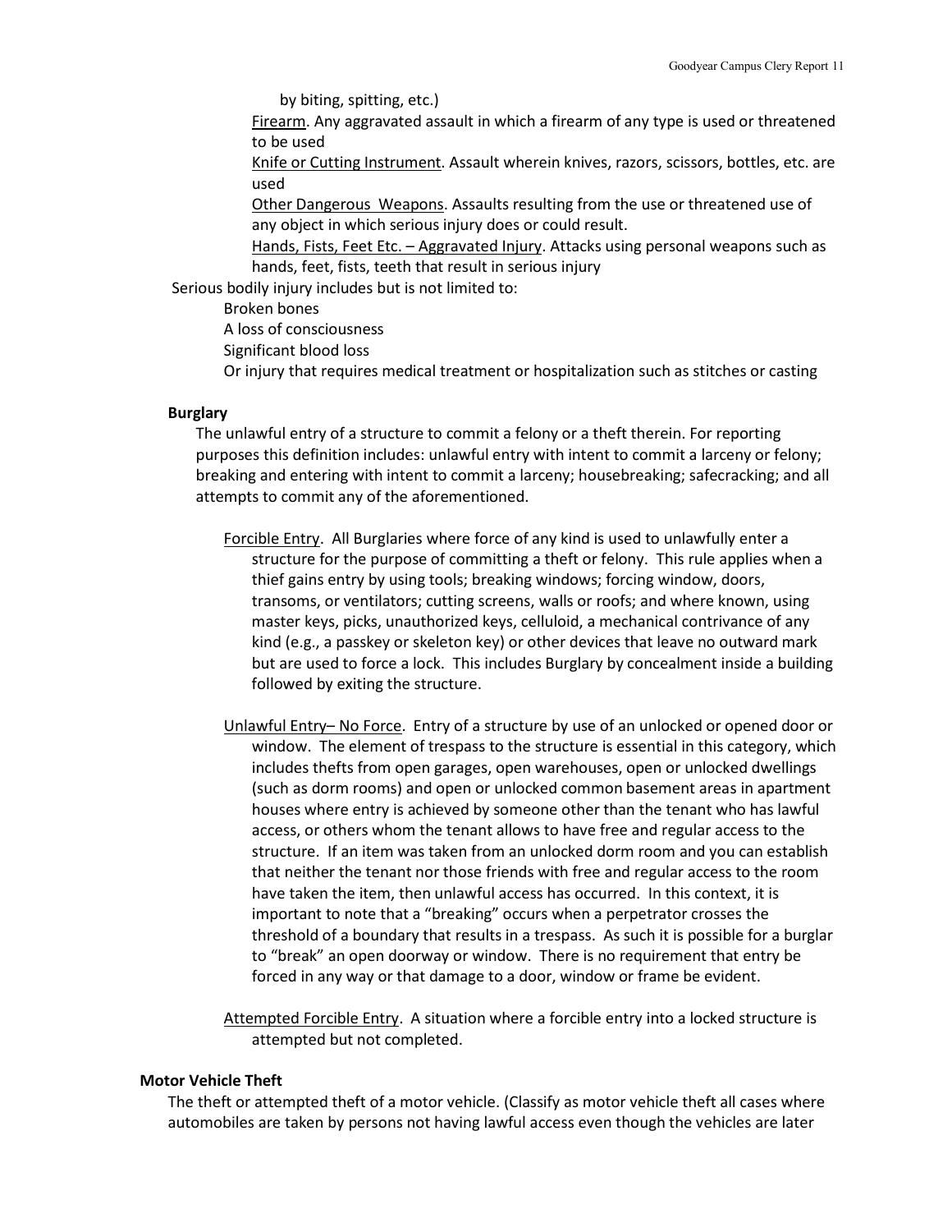by biting, spitting, etc.)

Firearm. Any aggravated assault in which a firearm of any type is used or threatened to be used

Knife or Cutting Instrument. Assault wherein knives, razors, scissors, bottles, etc. are used

Other Dangerous Weapons. Assaults resulting from the use or threatened use of any object in which serious injury does or could result.

Hands, Fists, Feet Etc. – Aggravated Injury. Attacks using personal weapons such as hands, feet, fists, teeth that result in serious injury

Serious bodily injury includes but is not limited to:

- Broken bones
- A loss of consciousness
- Significant blood loss
- Or injury that requires medical treatment or hospitalization such as stitches or casting

**Burglary**

The unlawful entry of a structure to commit a felony or a theft therein. For reporting purposes this definition includes: unlawful entry with intent to commit a larceny or felony; breaking and entering with intent to commit a larceny; housebreaking; safecracking; and all attempts to commit any of the aforementioned.

Forcible Entry. All Burglaries where force of any kind is used to unlawfully enter a structure for the purpose of committing a theft or felony. This rule applies when a thief gains entry by using tools; breaking windows; forcing window, doors, transoms, or ventilators; cutting screens, walls or roofs; and where known, using master keys, picks, unauthorized keys, celluloid, a mechanical contrivance of any kind (e.g., a passkey or skeleton key) or other devices that leave no outward mark but are used to force a lock. This includes Burglary by concealment inside a building followed by exiting the structure.

Unlawful Entry– No Force. Entry of a structure by use of an unlocked or opened door or window. The element of trespass to the structure is essential in this category, which includes thefts from open garages, open warehouses, open or unlocked dwellings (such as dorm rooms) and open or unlocked common basement areas in apartment houses where entry is achieved by someone other than the tenant who has lawful access, or others whom the tenant allows to have free and regular access to the structure. If an item was taken from an unlocked dorm room and you can establish that neither the tenant nor those friends with free and regular access to the room have taken the item, then unlawful access has occurred. In this context, it is important to note that a "breaking" occurs when a perpetrator crosses the threshold of a boundary that results in a trespass. As such it is possible for a burglar to "break" an open doorway or window. There is no requirement that entry be forced in any way or that damage to a door, window or frame be evident.

Attempted Forcible Entry. A situation where a forcible entry into a locked structure is attempted but not completed.

**Motor Vehicle Theft**

The theft or attempted theft of a motor vehicle. (Classify as motor vehicle theft all cases where automobiles are taken by persons not having lawful access even though the vehicles are later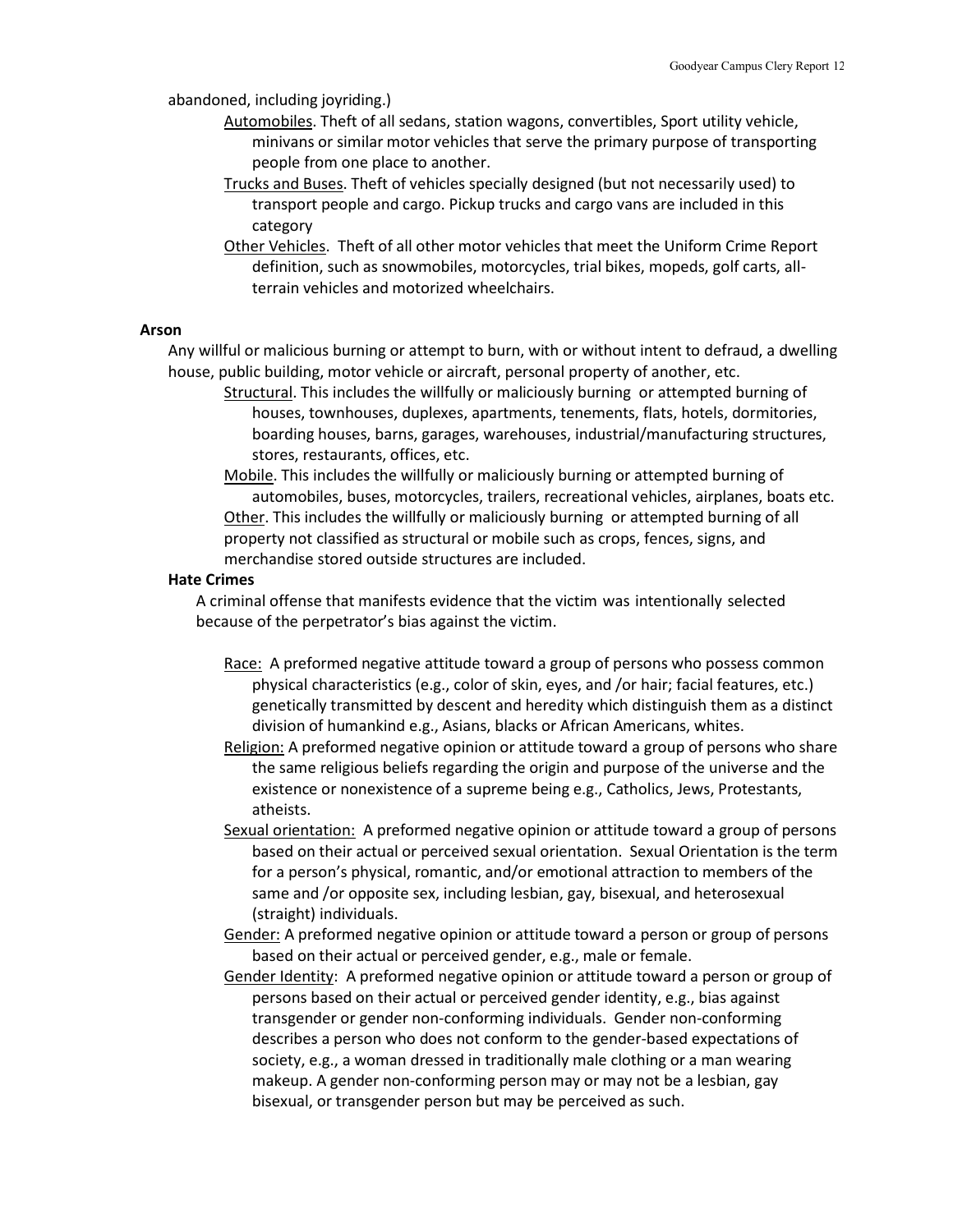abandoned, including joyriding.)

- Automobiles. Theft of all sedans, station wagons, convertibles, Sport utility vehicle, minivans or similar motor vehicles that serve the primary purpose of transporting people from one place to another.
- Trucks and Buses. Theft of vehicles specially designed (but not necessarily used) to transport people and cargo. Pickup trucks and cargo vans are included in this category
- Other Vehicles. Theft of all other motor vehicles that meet the Uniform Crime Report definition, such as snowmobiles, motorcycles, trial bikes, mopeds, golf carts, all-terrain vehicles and motorized wheelchairs.

**Arson**

Any willful or malicious burning or attempt to burn, with or without intent to defraud, a dwelling house, public building, motor vehicle or aircraft, personal property of another, etc.

- Structural. This includes the willfully or maliciously burning or attempted burning of houses, townhouses, duplexes, apartments, tenements, flats, hotels, dormitories, boarding houses, barns, garages, warehouses, industrial/manufacturing structures, stores, restaurants, offices, etc.
- Mobile. This includes the willfully or maliciously burning or attempted burning of automobiles, buses, motorcycles, trailers, recreational vehicles, airplanes, boats etc.
- Other. This includes the willfully or maliciously burning or attempted burning of all property not classified as structural or mobile such as crops, fences, signs, and merchandise stored outside structures are included.

**Hate Crimes**

A criminal offense that manifests evidence that the victim was intentionally selected because of the perpetrator's bias against the victim.

- Race: A preformed negative attitude toward a group of persons who possess common physical characteristics (e.g., color of skin, eyes, and /or hair; facial features, etc.) genetically transmitted by descent and heredity which distinguish them as a distinct division of humankind e.g., Asians, blacks or African Americans, whites.
- Religion: A preformed negative opinion or attitude toward a group of persons who share the same religious beliefs regarding the origin and purpose of the universe and the existence or nonexistence of a supreme being e.g., Catholics, Jews, Protestants, atheists.
- Sexual orientation: A preformed negative opinion or attitude toward a group of persons based on their actual or perceived sexual orientation. Sexual Orientation is the term for a person's physical, romantic, and/or emotional attraction to members of the same and /or opposite sex, including lesbian, gay, bisexual, and heterosexual (straight) individuals.
- Gender: A preformed negative opinion or attitude toward a person or group of persons based on their actual or perceived gender, e.g., male or female.
- Gender Identity: A preformed negative opinion or attitude toward a person or group of persons based on their actual or perceived gender identity, e.g., bias against transgender or gender non-conforming individuals. Gender non-conforming describes a person who does not conform to the gender-based expectations of society, e.g., a woman dressed in traditionally male clothing or a man wearing makeup. A gender non-conforming person may or may not be a lesbian, gay bisexual, or transgender person but may be perceived as such.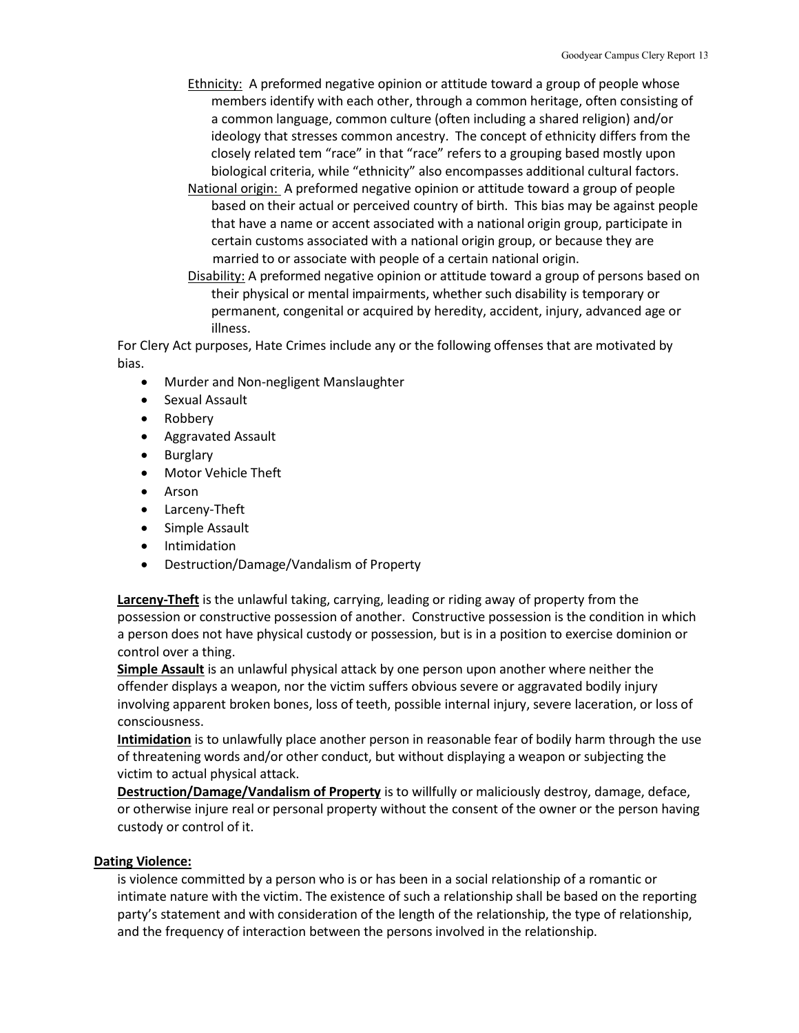Ethnicity: A preformed negative opinion or attitude toward a group of people whose members identify with each other, through a common heritage, often consisting of a common language, common culture (often including a shared religion) and/or ideology that stresses common ancestry. The concept of ethnicity differs from the closely related tem "race" in that "race" refers to a grouping based mostly upon biological criteria, while "ethnicity" also encompasses additional cultural factors.

National origin: A preformed negative opinion or attitude toward a group of people based on their actual or perceived country of birth. This bias may be against people that have a name or accent associated with a national origin group, participate in certain customs associated with a national origin group, or because they are married to or associate with people of a certain national origin.

Disability: A preformed negative opinion or attitude toward a group of persons based on their physical or mental impairments, whether such disability is temporary or permanent, congenital or acquired by heredity, accident, injury, advanced age or illness.

For Clery Act purposes, Hate Crimes include any or the following offenses that are motivated by bias.

- Murder and Non-negligent Manslaughter
- Sexual Assault
- Robbery
- Aggravated Assault
- Burglary
- Motor Vehicle Theft
- Arson
- Larceny-Theft
- Simple Assault
- Intimidation
- Destruction/Damage/Vandalism of Property

**Larceny-Theft** is the unlawful taking, carrying, leading or riding away of property from the possession or constructive possession of another. Constructive possession is the condition in which a person does not have physical custody or possession, but is in a position to exercise dominion or control over a thing.

**Simple Assault** is an unlawful physical attack by one person upon another where neither the offender displays a weapon, nor the victim suffers obvious severe or aggravated bodily injury involving apparent broken bones, loss of teeth, possible internal injury, severe laceration, or loss of consciousness.

**Intimidation** is to unlawfully place another person in reasonable fear of bodily harm through the use of threatening words and/or other conduct, but without displaying a weapon or subjecting the victim to actual physical attack.

**Destruction/Damage/Vandalism of Property** is to willfully or maliciously destroy, damage, deface, or otherwise injure real or personal property without the consent of the owner or the person having custody or control of it.

**Dating Violence:**

is violence committed by a person who is or has been in a social relationship of a romantic or intimate nature with the victim. The existence of such a relationship shall be based on the reporting party's statement and with consideration of the length of the relationship, the type of relationship, and the frequency of interaction between the persons involved in the relationship.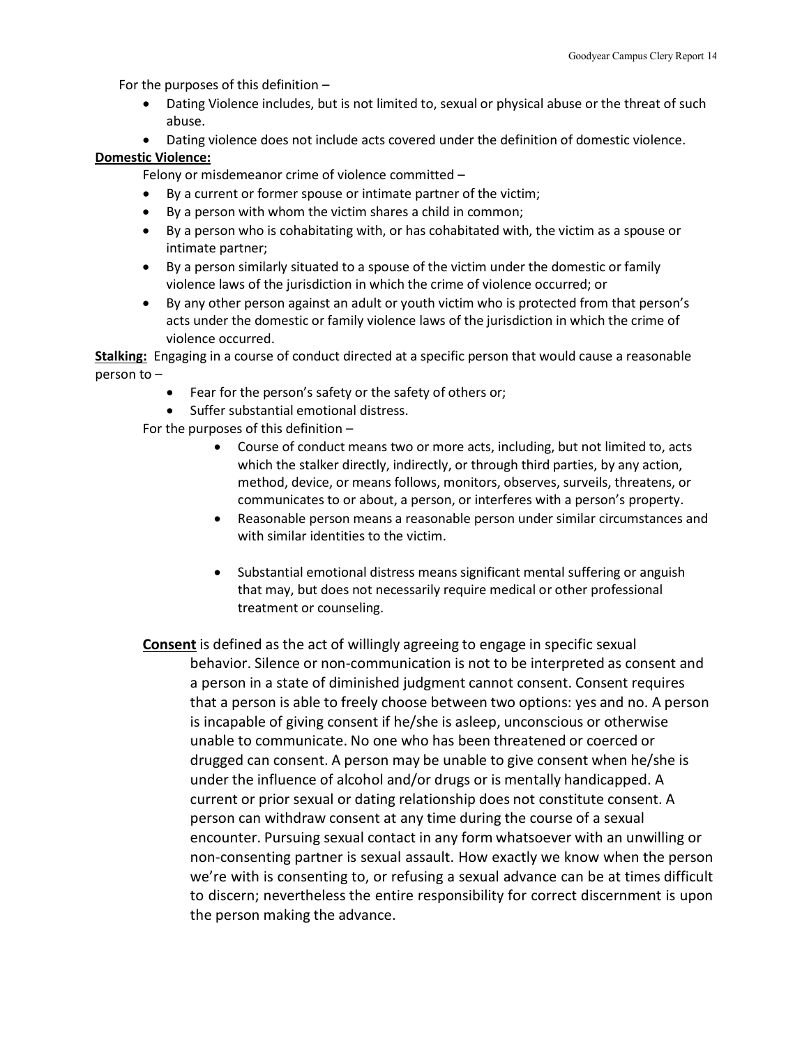For the purposes of this definition –

- Dating Violence includes, but is not limited to, sexual or physical abuse or the threat of such abuse.
- Dating violence does not include acts covered under the definition of domestic violence.

**Domestic Violence:**

Felony or misdemeanor crime of violence committed –

- By a current or former spouse or intimate partner of the victim;
- By a person with whom the victim shares a child in common;
- By a person who is cohabitating with, or has cohabitated with, the victim as a spouse or intimate partner;
- By a person similarly situated to a spouse of the victim under the domestic or family violence laws of the jurisdiction in which the crime of violence occurred; or
- By any other person against an adult or youth victim who is protected from that person's acts under the domestic or family violence laws of the jurisdiction in which the crime of violence occurred.

**Stalking:** Engaging in a course of conduct directed at a specific person that would cause a reasonable person to –

- Fear for the person's safety or the safety of others or;
- Suffer substantial emotional distress.

For the purposes of this definition –

- Course of conduct means two or more acts, including, but not limited to, acts which the stalker directly, indirectly, or through third parties, by any action, method, device, or means follows, monitors, observes, surveils, threatens, or communicates to or about, a person, or interferes with a person's property.
- Reasonable person means a reasonable person under similar circumstances and with similar identities to the victim.
- Substantial emotional distress means significant mental suffering or anguish that may, but does not necessarily require medical or other professional treatment or counseling.

**Consent** is defined as the act of willingly agreeing to engage in specific sexual behavior. Silence or non-communication is not to be interpreted as consent and a person in a state of diminished judgment cannot consent. Consent requires that a person is able to freely choose between two options: yes and no. A person is incapable of giving consent if he/she is asleep, unconscious or otherwise unable to communicate. No one who has been threatened or coerced or drugged can consent. A person may be unable to give consent when he/she is under the influence of alcohol and/or drugs or is mentally handicapped. A current or prior sexual or dating relationship does not constitute consent. A person can withdraw consent at any time during the course of a sexual encounter. Pursuing sexual contact in any form whatsoever with an unwilling or non-consenting partner is sexual assault. How exactly we know when the person we're with is consenting to, or refusing a sexual advance can be at times difficult to discern; nevertheless the entire responsibility for correct discernment is upon the person making the advance.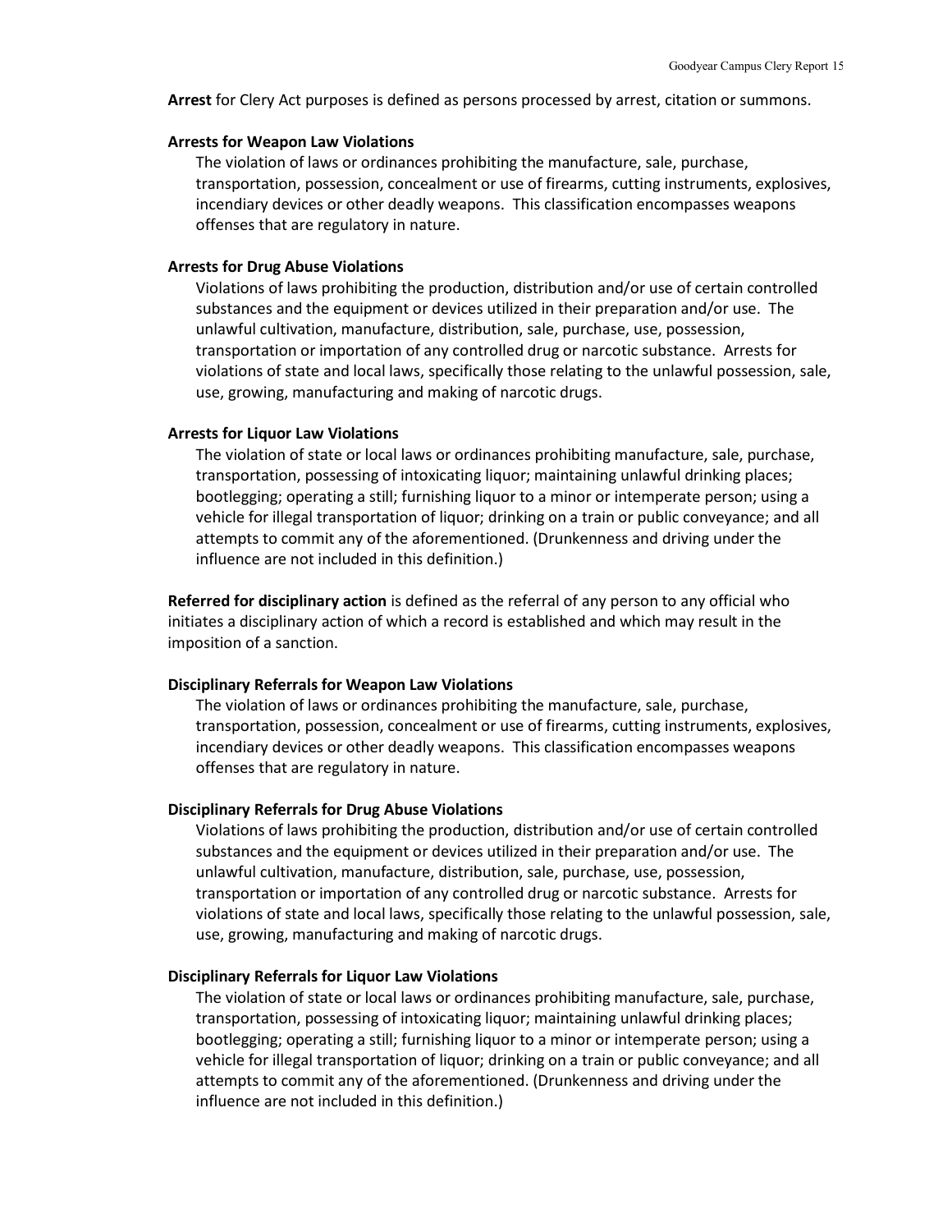**Arrest** for Clery Act purposes is defined as persons processed by arrest, citation or summons.

**Arrests for Weapon Law Violations**

The violation of laws or ordinances prohibiting the manufacture, sale, purchase, transportation, possession, concealment or use of firearms, cutting instruments, explosives, incendiary devices or other deadly weapons. This classification encompasses weapons offenses that are regulatory in nature.

**Arrests for Drug Abuse Violations**

Violations of laws prohibiting the production, distribution and/or use of certain controlled substances and the equipment or devices utilized in their preparation and/or use. The unlawful cultivation, manufacture, distribution, sale, purchase, use, possession, transportation or importation of any controlled drug or narcotic substance. Arrests for violations of state and local laws, specifically those relating to the unlawful possession, sale, use, growing, manufacturing and making of narcotic drugs.

**Arrests for Liquor Law Violations**

The violation of state or local laws or ordinances prohibiting manufacture, sale, purchase, transportation, possessing of intoxicating liquor; maintaining unlawful drinking places; bootlegging; operating a still; furnishing liquor to a minor or intemperate person; using a vehicle for illegal transportation of liquor; drinking on a train or public conveyance; and all attempts to commit any of the aforementioned. (Drunkenness and driving under the influence are not included in this definition.)

**Referred for disciplinary action** is defined as the referral of any person to any official who initiates a disciplinary action of which a record is established and which may result in the imposition of a sanction.

**Disciplinary Referrals for Weapon Law Violations**

The violation of laws or ordinances prohibiting the manufacture, sale, purchase, transportation, possession, concealment or use of firearms, cutting instruments, explosives, incendiary devices or other deadly weapons. This classification encompasses weapons offenses that are regulatory in nature.

**Disciplinary Referrals for Drug Abuse Violations**

Violations of laws prohibiting the production, distribution and/or use of certain controlled substances and the equipment or devices utilized in their preparation and/or use. The unlawful cultivation, manufacture, distribution, sale, purchase, use, possession, transportation or importation of any controlled drug or narcotic substance. Arrests for violations of state and local laws, specifically those relating to the unlawful possession, sale, use, growing, manufacturing and making of narcotic drugs.

**Disciplinary Referrals for Liquor Law Violations**

The violation of state or local laws or ordinances prohibiting manufacture, sale, purchase, transportation, possessing of intoxicating liquor; maintaining unlawful drinking places; bootlegging; operating a still; furnishing liquor to a minor or intemperate person; using a vehicle for illegal transportation of liquor; drinking on a train or public conveyance; and all attempts to commit any of the aforementioned. (Drunkenness and driving under the influence are not included in this definition.)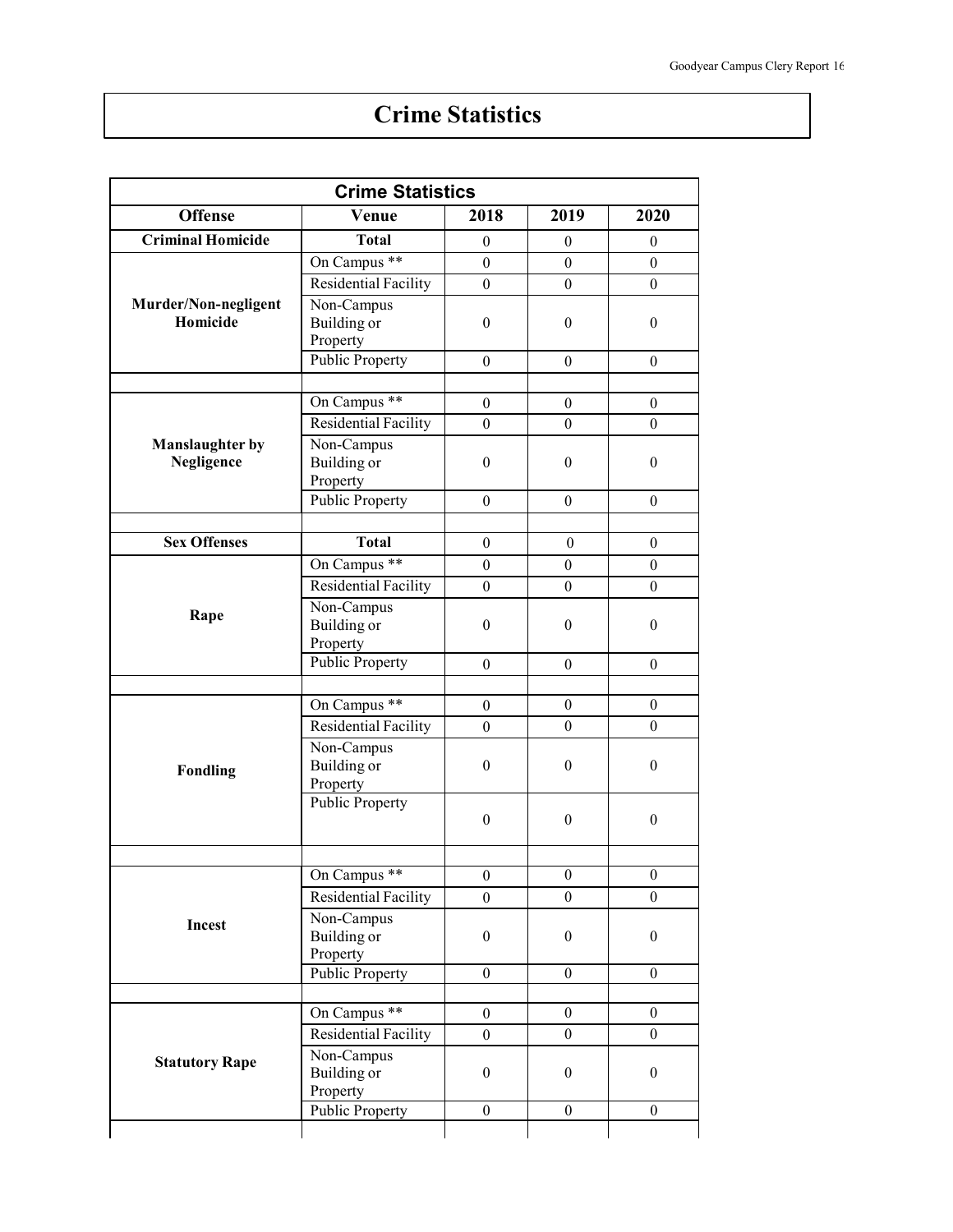# Crime Statistics

| Crime Statistics | | | | |
|---|---|---|---|---|
| **Offense** | **Venue** | **2018** | **2019** | **2020** |
| **Criminal Homicide** | **Total** | 0 | 0 | 0 |
| **Murder/Non-negligent Homicide** | On Campus ** | 0 | 0 | 0 |
| | Residential Facility | 0 | 0 | 0 |
| | Non-Campus Building or Property | 0 | 0 | 0 |
| | Public Property | 0 | 0 | 0 |
| | | | | |
| **Manslaughter by Negligence** | On Campus ** | 0 | 0 | 0 |
| | Residential Facility | 0 | 0 | 0 |
| | Non-Campus Building or Property | 0 | 0 | 0 |
| | Public Property | 0 | 0 | 0 |
| | | | | |
| **Sex Offenses** | **Total** | 0 | 0 | 0 |
| **Rape** | On Campus ** | 0 | 0 | 0 |
| | Residential Facility | 0 | 0 | 0 |
| | Non-Campus Building or Property | 0 | 0 | 0 |
| | Public Property | 0 | 0 | 0 |
| | | | | |
| **Fondling** | On Campus ** | 0 | 0 | 0 |
| | Residential Facility | 0 | 0 | 0 |
| | Non-Campus Building or Property | 0 | 0 | 0 |
| | Public Property | 0 | 0 | 0 |
| | | | | |
| **Incest** | On Campus ** | 0 | 0 | 0 |
| | Residential Facility | 0 | 0 | 0 |
| | Non-Campus Building or Property | 0 | 0 | 0 |
| | Public Property | 0 | 0 | 0 |
| | | | | |
| **Statutory Rape** | On Campus ** | 0 | 0 | 0 |
| | Residential Facility | 0 | 0 | 0 |
| | Non-Campus Building or Property | 0 | 0 | 0 |
| | Public Property | 0 | 0 | 0 |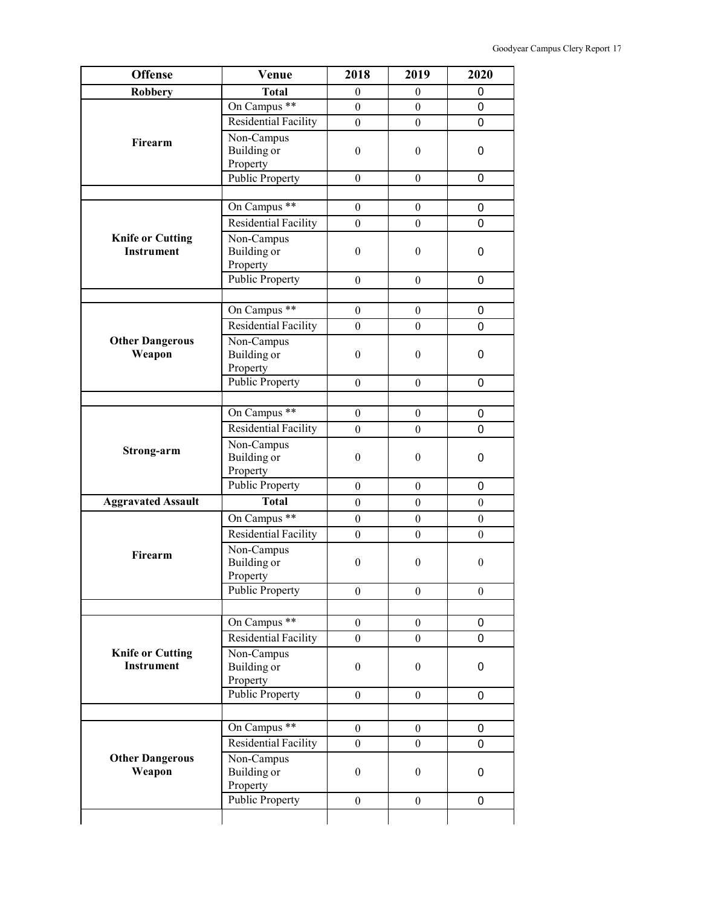| Offense | Venue | 2018 | 2019 | 2020 |
|---|---|---|---|---|
| **Robbery** | **Total** | 0 | 0 | 0 |
| **Firearm** | On Campus ** | 0 | 0 | 0 |
| | Residential Facility | 0 | 0 | 0 |
| | Non-Campus Building or Property | 0 | 0 | 0 |
| | Public Property | 0 | 0 | 0 |
| | | | | |
| **Knife or Cutting Instrument** | On Campus ** | 0 | 0 | 0 |
| | Residential Facility | 0 | 0 | 0 |
| | Non-Campus Building or Property | 0 | 0 | 0 |
| | Public Property | 0 | 0 | 0 |
| | | | | |
| **Other Dangerous Weapon** | On Campus ** | 0 | 0 | 0 |
| | Residential Facility | 0 | 0 | 0 |
| | Non-Campus Building or Property | 0 | 0 | 0 |
| | Public Property | 0 | 0 | 0 |
| | | | | |
| **Strong-arm** | On Campus ** | 0 | 0 | 0 |
| | Residential Facility | 0 | 0 | 0 |
| | Non-Campus Building or Property | 0 | 0 | 0 |
| | Public Property | 0 | 0 | 0 |
| **Aggravated Assault** | **Total** | 0 | 0 | 0 |
| **Firearm** | On Campus ** | 0 | 0 | 0 |
| | Residential Facility | 0 | 0 | 0 |
| | Non-Campus Building or Property | 0 | 0 | 0 |
| | Public Property | 0 | 0 | 0 |
| | | | | |
| **Knife or Cutting Instrument** | On Campus ** | 0 | 0 | 0 |
| | Residential Facility | 0 | 0 | 0 |
| | Non-Campus Building or Property | 0 | 0 | 0 |
| | Public Property | 0 | 0 | 0 |
| | | | | |
| **Other Dangerous Weapon** | On Campus ** | 0 | 0 | 0 |
| | Residential Facility | 0 | 0 | 0 |
| | Non-Campus Building or Property | 0 | 0 | 0 |
| | Public Property | 0 | 0 | 0 |
| | | | | |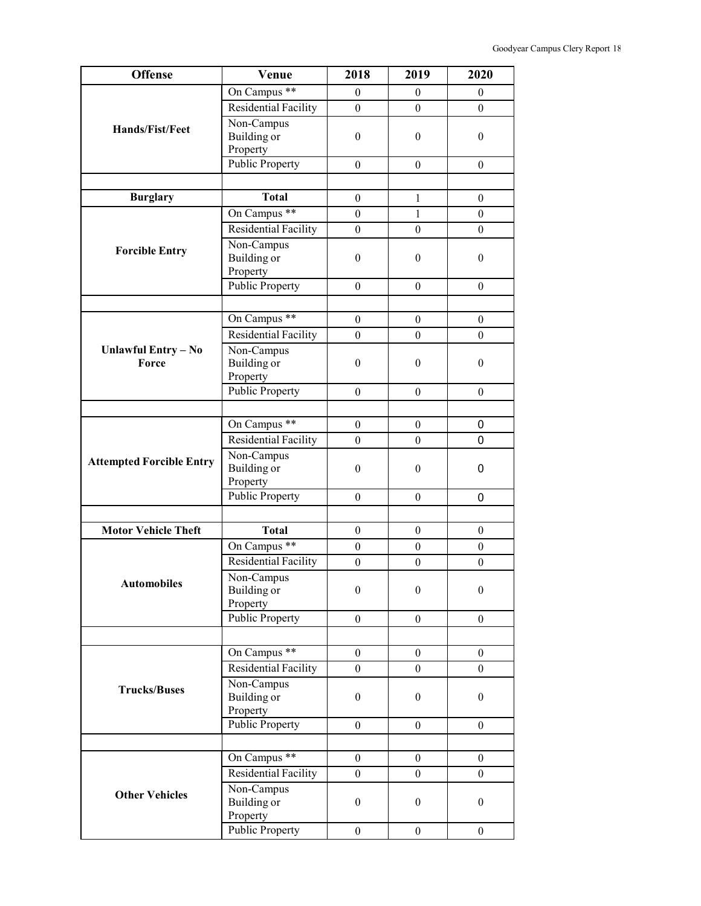| Offense | Venue | 2018 | 2019 | 2020 |
|---|---|---|---|---|
| Hands/Fist/Feet | On Campus ** | 0 | 0 | 0 |
| | Residential Facility | 0 | 0 | 0 |
| | Non-Campus Building or Property | 0 | 0 | 0 |
| | Public Property | 0 | 0 | 0 |
| | | | | |
| **Burglary** | **Total** | 0 | 1 | 0 |
| Forcible Entry | On Campus ** | 0 | 1 | 0 |
| | Residential Facility | 0 | 0 | 0 |
| | Non-Campus Building or Property | 0 | 0 | 0 |
| | Public Property | 0 | 0 | 0 |
| | | | | |
| Unlawful Entry – No Force | On Campus ** | 0 | 0 | 0 |
| | Residential Facility | 0 | 0 | 0 |
| | Non-Campus Building or Property | 0 | 0 | 0 |
| | Public Property | 0 | 0 | 0 |
| | | | | |
| Attempted Forcible Entry | On Campus ** | 0 | 0 | 0 |
| | Residential Facility | 0 | 0 | 0 |
| | Non-Campus Building or Property | 0 | 0 | 0 |
| | Public Property | 0 | 0 | 0 |
| | | | | |
| **Motor Vehicle Theft** | **Total** | 0 | 0 | 0 |
| Automobiles | On Campus ** | 0 | 0 | 0 |
| | Residential Facility | 0 | 0 | 0 |
| | Non-Campus Building or Property | 0 | 0 | 0 |
| | Public Property | 0 | 0 | 0 |
| | | | | |
| Trucks/Buses | On Campus ** | 0 | 0 | 0 |
| | Residential Facility | 0 | 0 | 0 |
| | Non-Campus Building or Property | 0 | 0 | 0 |
| | Public Property | 0 | 0 | 0 |
| | | | | |
| Other Vehicles | On Campus ** | 0 | 0 | 0 |
| | Residential Facility | 0 | 0 | 0 |
| | Non-Campus Building or Property | 0 | 0 | 0 |
| | Public Property | 0 | 0 | 0 |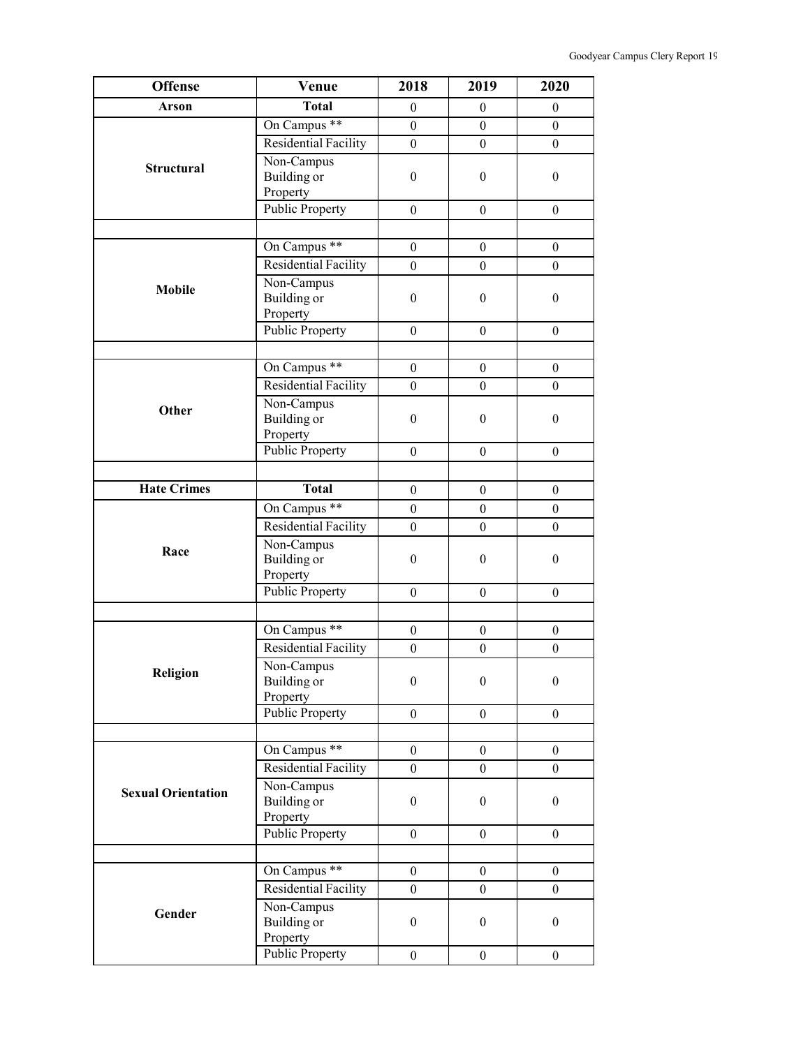| Offense | Venue | 2018 | 2019 | 2020 |
|---|---|---|---|---|
| **Arson** | **Total** | 0 | 0 | 0 |
| **Structural** | On Campus ** | 0 | 0 | 0 |
| | Residential Facility | 0 | 0 | 0 |
| | Non-Campus Building or Property | 0 | 0 | 0 |
| | Public Property | 0 | 0 | 0 |
| | | | | |
| **Mobile** | On Campus ** | 0 | 0 | 0 |
| | Residential Facility | 0 | 0 | 0 |
| | Non-Campus Building or Property | 0 | 0 | 0 |
| | Public Property | 0 | 0 | 0 |
| | | | | |
| **Other** | On Campus ** | 0 | 0 | 0 |
| | Residential Facility | 0 | 0 | 0 |
| | Non-Campus Building or Property | 0 | 0 | 0 |
| | Public Property | 0 | 0 | 0 |
| | | | | |
| **Hate Crimes** | **Total** | 0 | 0 | 0 |
| **Race** | On Campus ** | 0 | 0 | 0 |
| | Residential Facility | 0 | 0 | 0 |
| | Non-Campus Building or Property | 0 | 0 | 0 |
| | Public Property | 0 | 0 | 0 |
| | | | | |
| **Religion** | On Campus ** | 0 | 0 | 0 |
| | Residential Facility | 0 | 0 | 0 |
| | Non-Campus Building or Property | 0 | 0 | 0 |
| | Public Property | 0 | 0 | 0 |
| | | | | |
| **Sexual Orientation** | On Campus ** | 0 | 0 | 0 |
| | Residential Facility | 0 | 0 | 0 |
| | Non-Campus Building or Property | 0 | 0 | 0 |
| | Public Property | 0 | 0 | 0 |
| | | | | |
| **Gender** | On Campus ** | 0 | 0 | 0 |
| | Residential Facility | 0 | 0 | 0 |
| | Non-Campus Building or Property | 0 | 0 | 0 |
| | Public Property | 0 | 0 | 0 |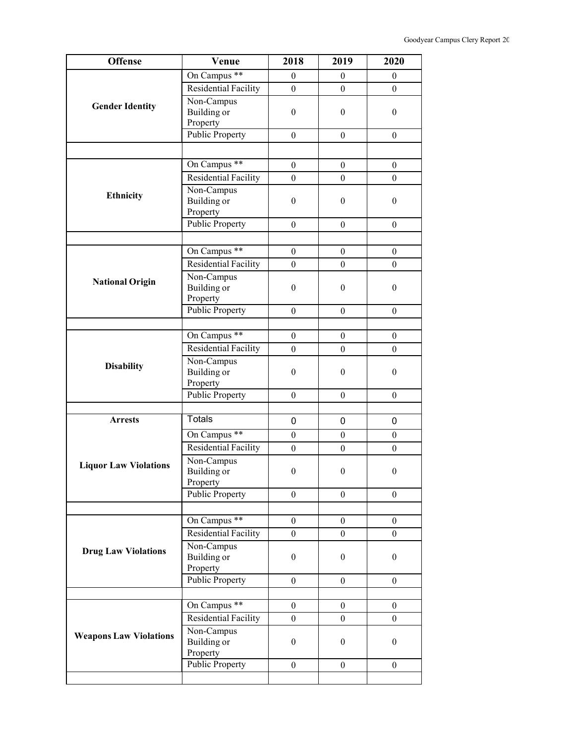| Offense | Venue | 2018 | 2019 | 2020 |
|---|---|---|---|---|
| **Gender Identity** | On Campus ** | 0 | 0 | 0 |
| | Residential Facility | 0 | 0 | 0 |
| | Non-Campus Building or Property | 0 | 0 | 0 |
| | Public Property | 0 | 0 | 0 |
| | | | | |
| **Ethnicity** | On Campus ** | 0 | 0 | 0 |
| | Residential Facility | 0 | 0 | 0 |
| | Non-Campus Building or Property | 0 | 0 | 0 |
| | Public Property | 0 | 0 | 0 |
| | | | | |
| **National Origin** | On Campus ** | 0 | 0 | 0 |
| | Residential Facility | 0 | 0 | 0 |
| | Non-Campus Building or Property | 0 | 0 | 0 |
| | Public Property | 0 | 0 | 0 |
| | | | | |
| **Disability** | On Campus ** | 0 | 0 | 0 |
| | Residential Facility | 0 | 0 | 0 |
| | Non-Campus Building or Property | 0 | 0 | 0 |
| | Public Property | 0 | 0 | 0 |
| | | | | |
| **Arrests** | Totals | 0 | 0 | 0 |
| **Liquor Law Violations** | On Campus ** | 0 | 0 | 0 |
| | Residential Facility | 0 | 0 | 0 |
| | Non-Campus Building or Property | 0 | 0 | 0 |
| | Public Property | 0 | 0 | 0 |
| | | | | |
| **Drug Law Violations** | On Campus ** | 0 | 0 | 0 |
| | Residential Facility | 0 | 0 | 0 |
| | Non-Campus Building or Property | 0 | 0 | 0 |
| | Public Property | 0 | 0 | 0 |
| | | | | |
| **Weapons Law Violations** | On Campus ** | 0 | 0 | 0 |
| | Residential Facility | 0 | 0 | 0 |
| | Non-Campus Building or Property | 0 | 0 | 0 |
| | Public Property | 0 | 0 | 0 |
| | | | | |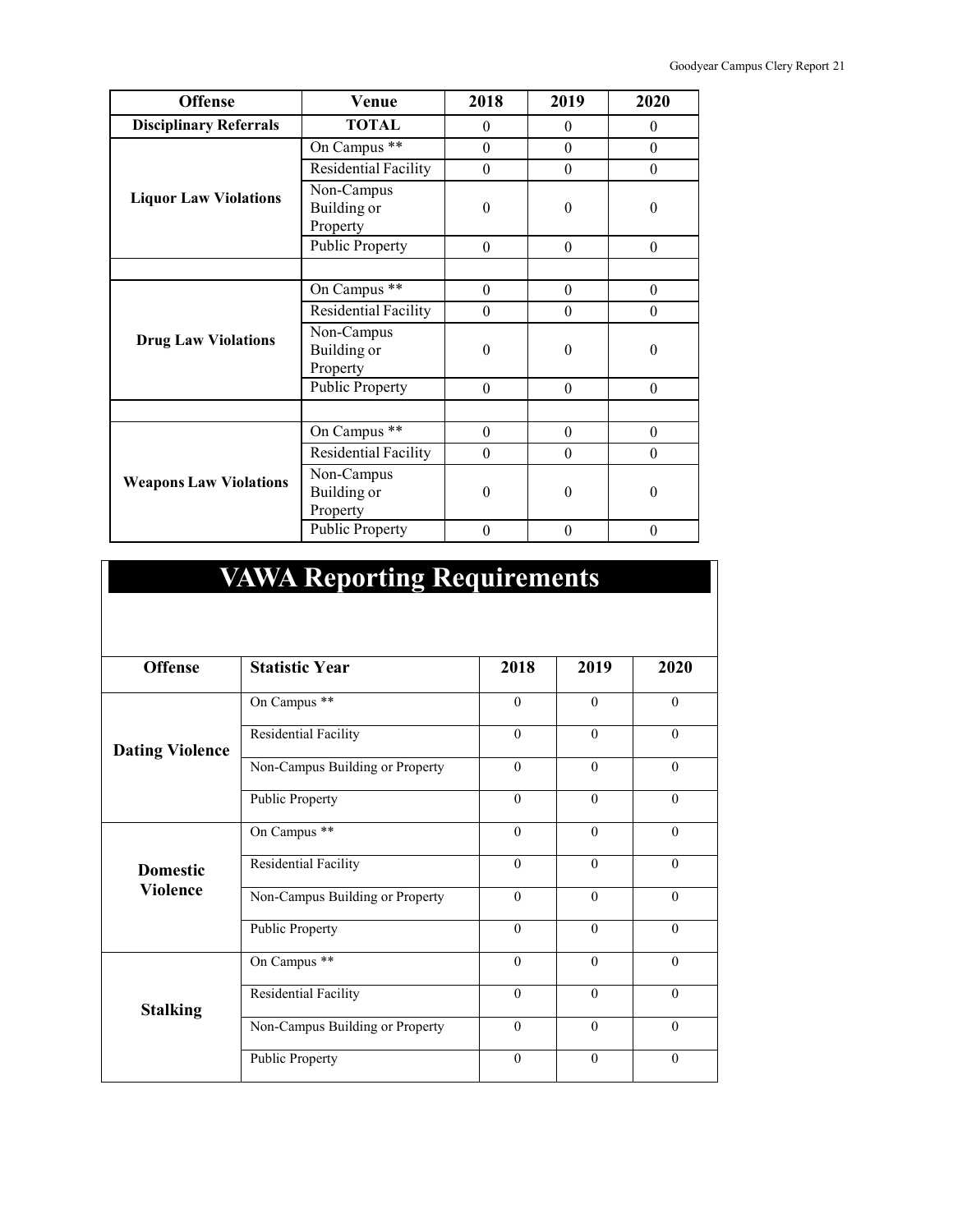| Offense | Venue | 2018 | 2019 | 2020 |
|---|---|---|---|---|
| **Disciplinary Referrals** | **TOTAL** | 0 | 0 | 0 |
| **Liquor Law Violations** | On Campus ** | 0 | 0 | 0 |
| | Residential Facility | 0 | 0 | 0 |
| | Non-Campus Building or Property | 0 | 0 | 0 |
| | Public Property | 0 | 0 | 0 |
| | | | | |
| **Drug Law Violations** | On Campus ** | 0 | 0 | 0 |
| | Residential Facility | 0 | 0 | 0 |
| | Non-Campus Building or Property | 0 | 0 | 0 |
| | Public Property | 0 | 0 | 0 |
| | | | | |
| **Weapons Law Violations** | On Campus ** | 0 | 0 | 0 |
| | Residential Facility | 0 | 0 | 0 |
| | Non-Campus Building or Property | 0 | 0 | 0 |
| | Public Property | 0 | 0 | 0 |

# VAWA Reporting Requirements

| Offense | Statistic Year | 2018 | 2019 | 2020 |
|---|---|---|---|---|
| **Dating Violence** | On Campus ** | 0 | 0 | 0 |
| | Residential Facility | 0 | 0 | 0 |
| | Non-Campus Building or Property | 0 | 0 | 0 |
| | Public Property | 0 | 0 | 0 |
| **Domestic Violence** | On Campus ** | 0 | 0 | 0 |
| | Residential Facility | 0 | 0 | 0 |
| | Non-Campus Building or Property | 0 | 0 | 0 |
| | Public Property | 0 | 0 | 0 |
| **Stalking** | On Campus ** | 0 | 0 | 0 |
| | Residential Facility | 0 | 0 | 0 |
| | Non-Campus Building or Property | 0 | 0 | 0 |
| | Public Property | 0 | 0 | 0 |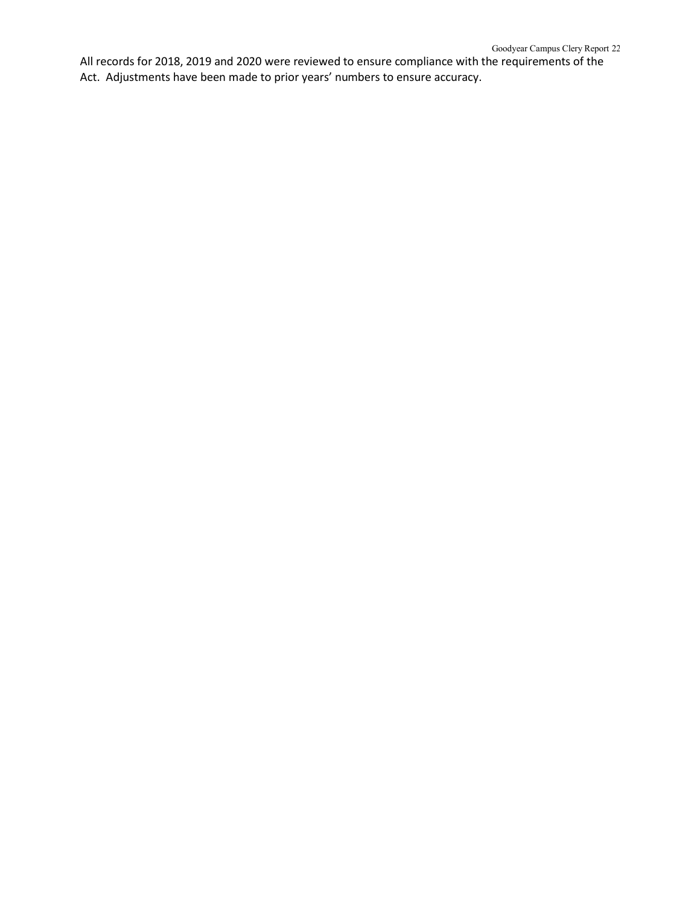All records for 2018, 2019 and 2020 were reviewed to ensure compliance with the requirements of the Act. Adjustments have been made to prior years' numbers to ensure accuracy.